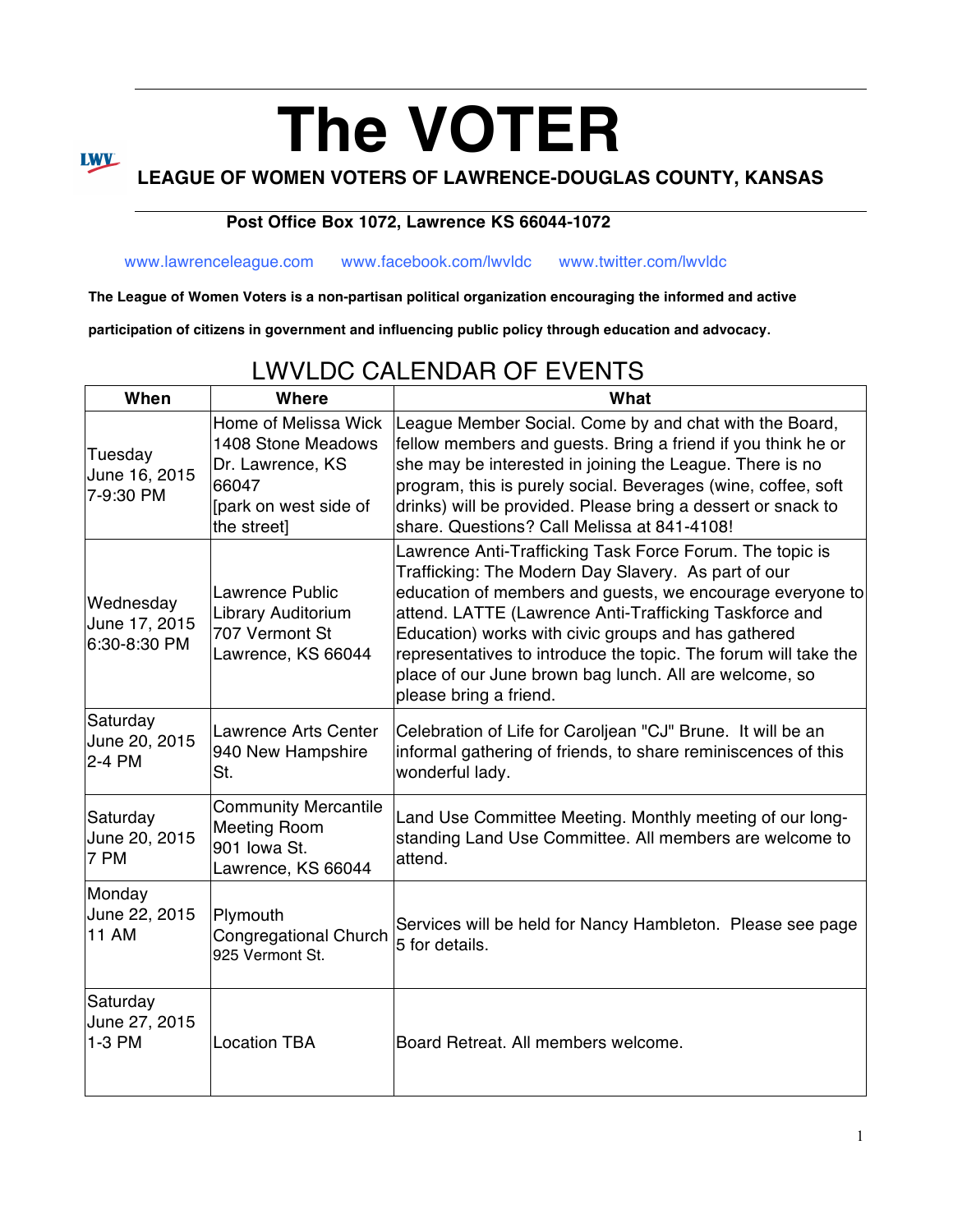# The VOTER

**LEAGUE OF WOMEN VOTERS OF LAWRENCE-DOUGLAS COUNTY, KANSAS**

**Post Office Box 1072, Lawrence KS 66044-1072**

www.lawrenceleague.com www.facebook.com/lwvldc www.twitter.com/lwvldc

**The League of Women Voters is a non-partisan political organization encouraging the informed and active participation of citizens in government and influencing public policy through education and advocacy.**

## LWVLDC CALENDAR OF EVENTS

| When | Where | What |
|---|---|---|
| Tuesday June 16, 2015 7-9:30 PM | Home of Melissa Wick 1408 Stone Meadows Dr. Lawrence, KS 66047 [park on west side of the street] | League Member Social. Come by and chat with the Board, fellow members and guests. Bring a friend if you think he or she may be interested in joining the League. There is no program, this is purely social. Beverages (wine, coffee, soft drinks) will be provided. Please bring a dessert or snack to share. Questions? Call Melissa at 841-4108! |
| Wednesday June 17, 2015 6:30-8:30 PM | Lawrence Public Library Auditorium 707 Vermont St Lawrence, KS 66044 | Lawrence Anti-Trafficking Task Force Forum. The topic is Trafficking: The Modern Day Slavery. As part of our education of members and guests, we encourage everyone to attend. LATTE (Lawrence Anti-Trafficking Taskforce and Education) works with civic groups and has gathered representatives to introduce the topic. The forum will take the place of our June brown bag lunch. All are welcome, so please bring a friend. |
| Saturday June 20, 2015 2-4 PM | Lawrence Arts Center 940 New Hampshire St. | Celebration of Life for Caroljean "CJ" Brune. It will be an informal gathering of friends, to share reminiscences of this wonderful lady. |
| Saturday June 20, 2015 7 PM | Community Mercantile Meeting Room 901 Iowa St. Lawrence, KS 66044 | Land Use Committee Meeting. Monthly meeting of our long-standing Land Use Committee. All members are welcome to attend. |
| Monday June 22, 2015 11 AM | Plymouth Congregational Church 925 Vermont St. | Services will be held for Nancy Hambleton. Please see page 5 for details. |
| Saturday June 27, 2015 1-3 PM | Location TBA | Board Retreat. All members welcome. |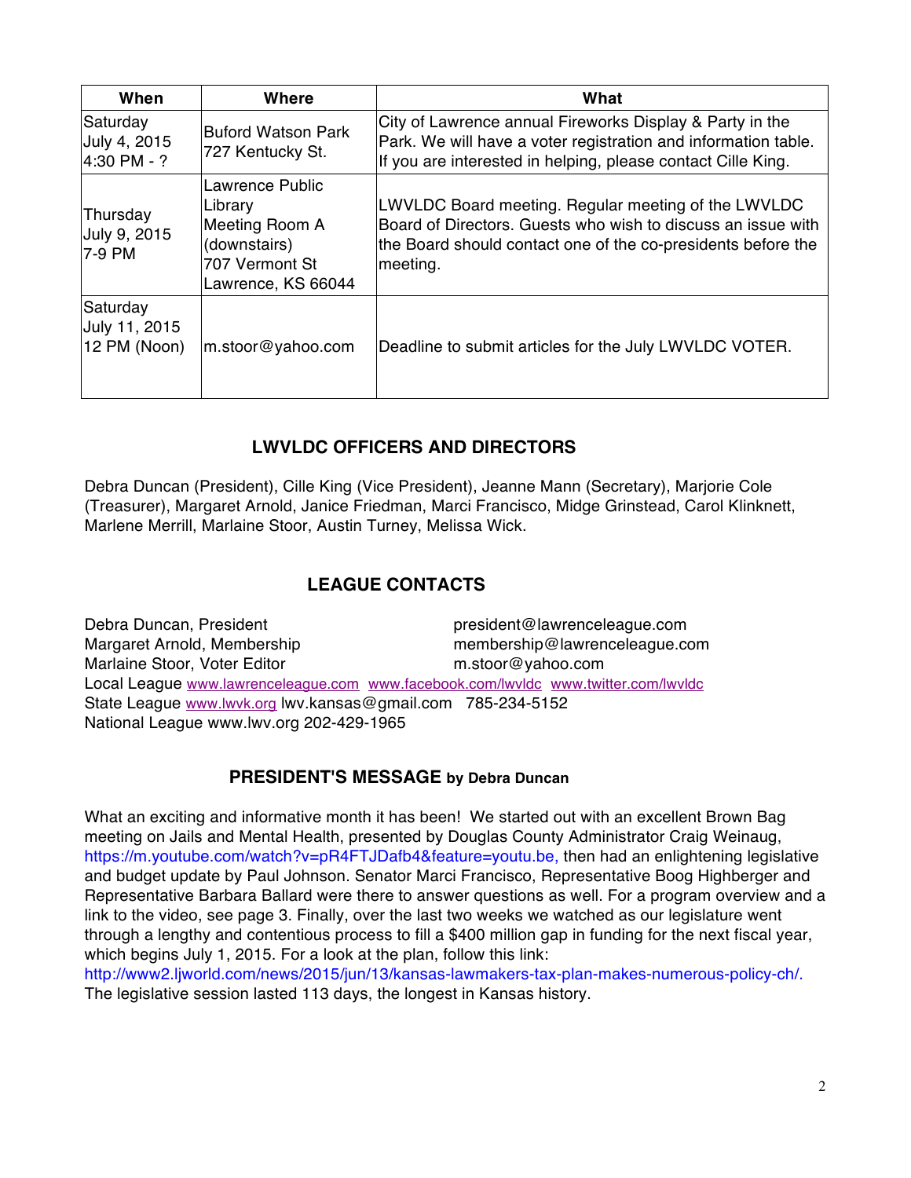| When | Where | What |
|---|---|---|
| Saturday July 4, 2015 4:30 PM - ? | Buford Watson Park 727 Kentucky St. | City of Lawrence annual Fireworks Display & Party in the Park. We will have a voter registration and information table. If you are interested in helping, please contact Cille King. |
| Thursday July 9, 2015 7-9 PM | Lawrence Public Library Meeting Room A (downstairs) 707 Vermont St Lawrence, KS 66044 | LWVLDC Board meeting. Regular meeting of the LWVLDC Board of Directors. Guests who wish to discuss an issue with the Board should contact one of the co-presidents before the meeting. |
| Saturday July 11, 2015 12 PM (Noon) | m.stoor@yahoo.com | Deadline to submit articles for the July LWVLDC VOTER. |

## LWVLDC OFFICERS AND DIRECTORS

Debra Duncan (President), Cille King (Vice President), Jeanne Mann (Secretary), Marjorie Cole (Treasurer), Margaret Arnold, Janice Friedman, Marci Francisco, Midge Grinstead, Carol Klinknett, Marlene Merrill, Marlaine Stoor, Austin Turney, Melissa Wick.

## LEAGUE CONTACTS

Debra Duncan, President — president@lawrenceleague.com
Margaret Arnold, Membership — membership@lawrenceleague.com
Marlaine Stoor, Voter Editor — m.stoor@yahoo.com
Local League www.lawrenceleague.com www.facebook.com/lwvldc www.twitter.com/lwvldc
State League www.lwvk.org lwv.kansas@gmail.com 785-234-5152
National League www.lwv.org 202-429-1965

## PRESIDENT'S MESSAGE by Debra Duncan

What an exciting and informative month it has been! We started out with an excellent Brown Bag meeting on Jails and Mental Health, presented by Douglas County Administrator Craig Weinaug, https://m.youtube.com/watch?v=pR4FTJDafb4&feature=youtu.be, then had an enlightening legislative and budget update by Paul Johnson. Senator Marci Francisco, Representative Boog Highberger and Representative Barbara Ballard were there to answer questions as well. For a program overview and a link to the video, see page 3. Finally, over the last two weeks we watched as our legislature went through a lengthy and contentious process to fill a $400 million gap in funding for the next fiscal year, which begins July 1, 2015. For a look at the plan, follow this link: http://www2.ljworld.com/news/2015/jun/13/kansas-lawmakers-tax-plan-makes-numerous-policy-ch/. The legislative session lasted 113 days, the longest in Kansas history.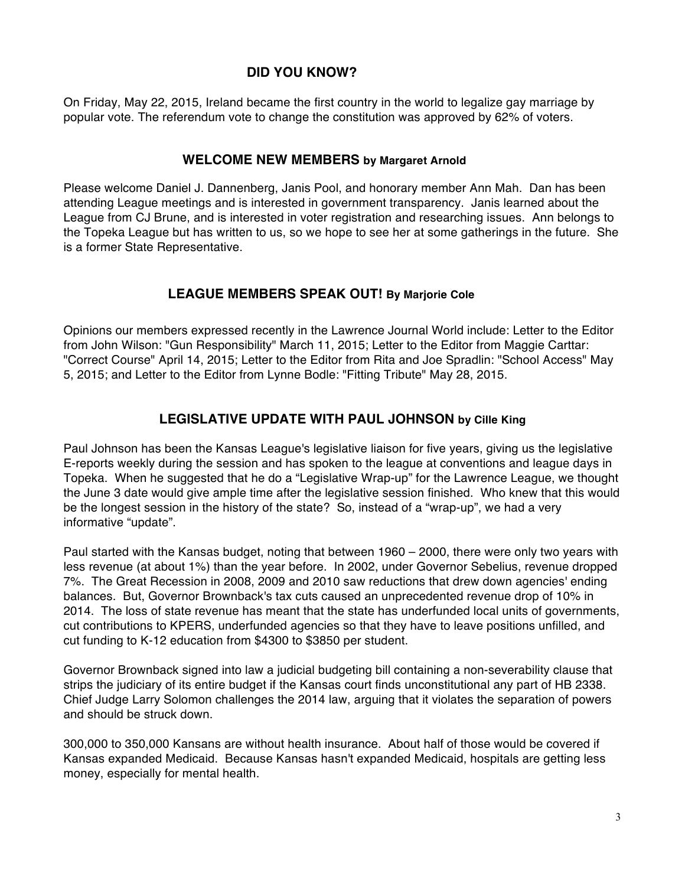## DID YOU KNOW?

On Friday, May 22, 2015, Ireland became the first country in the world to legalize gay marriage by popular vote. The referendum vote to change the constitution was approved by 62% of voters.

## WELCOME NEW MEMBERS by Margaret Arnold

Please welcome Daniel J. Dannenberg, Janis Pool, and honorary member Ann Mah. Dan has been attending League meetings and is interested in government transparency. Janis learned about the League from CJ Brune, and is interested in voter registration and researching issues. Ann belongs to the Topeka League but has written to us, so we hope to see her at some gatherings in the future. She is a former State Representative.

## LEAGUE MEMBERS SPEAK OUT! By Marjorie Cole

Opinions our members expressed recently in the Lawrence Journal World include: Letter to the Editor from John Wilson: "Gun Responsibility" March 11, 2015; Letter to the Editor from Maggie Carttar: "Correct Course" April 14, 2015; Letter to the Editor from Rita and Joe Spradlin: "School Access" May 5, 2015; and Letter to the Editor from Lynne Bodle: "Fitting Tribute" May 28, 2015.

## LEGISLATIVE UPDATE WITH PAUL JOHNSON by Cille King

Paul Johnson has been the Kansas League's legislative liaison for five years, giving us the legislative E-reports weekly during the session and has spoken to the league at conventions and league days in Topeka. When he suggested that he do a "Legislative Wrap-up" for the Lawrence League, we thought the June 3 date would give ample time after the legislative session finished. Who knew that this would be the longest session in the history of the state? So, instead of a "wrap-up", we had a very informative "update".

Paul started with the Kansas budget, noting that between 1960 – 2000, there were only two years with less revenue (at about 1%) than the year before. In 2002, under Governor Sebelius, revenue dropped 7%. The Great Recession in 2008, 2009 and 2010 saw reductions that drew down agencies' ending balances. But, Governor Brownback's tax cuts caused an unprecedented revenue drop of 10% in 2014. The loss of state revenue has meant that the state has underfunded local units of governments, cut contributions to KPERS, underfunded agencies so that they have to leave positions unfilled, and cut funding to K-12 education from $4300 to $3850 per student.

Governor Brownback signed into law a judicial budgeting bill containing a non-severability clause that strips the judiciary of its entire budget if the Kansas court finds unconstitutional any part of HB 2338. Chief Judge Larry Solomon challenges the 2014 law, arguing that it violates the separation of powers and should be struck down.

300,000 to 350,000 Kansans are without health insurance. About half of those would be covered if Kansas expanded Medicaid. Because Kansas hasn't expanded Medicaid, hospitals are getting less money, especially for mental health.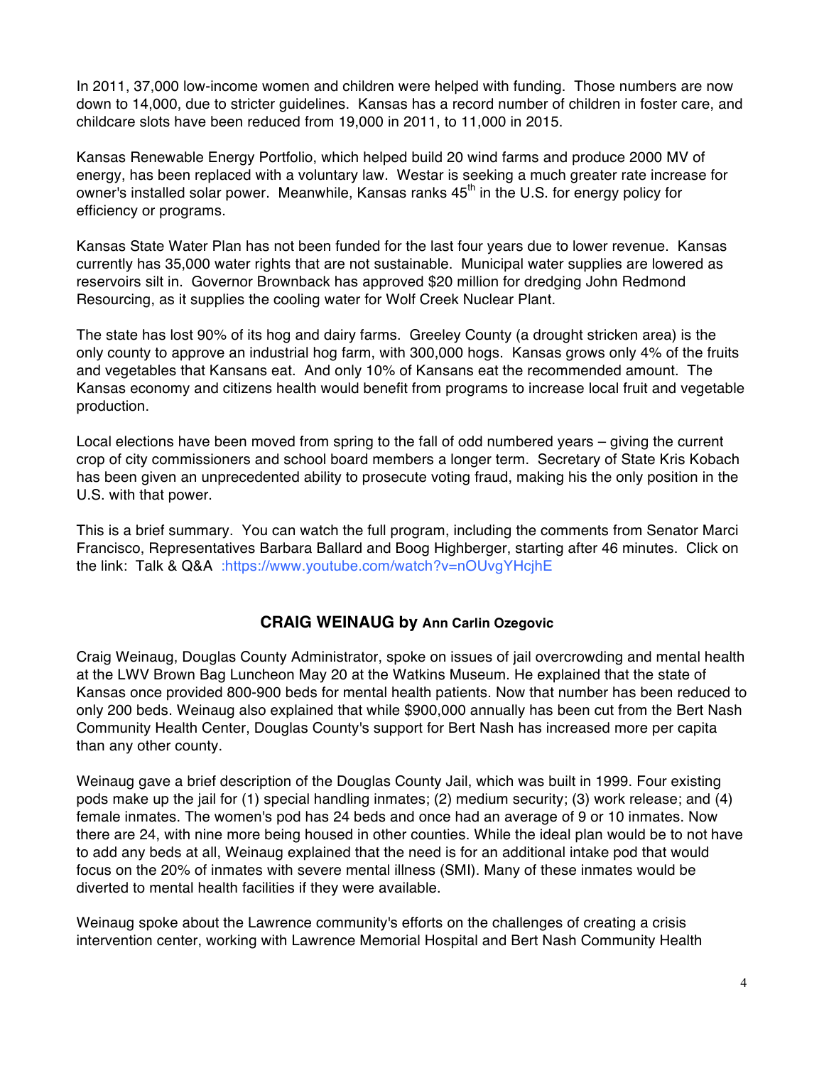In 2011, 37,000 low-income women and children were helped with funding. Those numbers are now down to 14,000, due to stricter guidelines. Kansas has a record number of children in foster care, and childcare slots have been reduced from 19,000 in 2011, to 11,000 in 2015.

Kansas Renewable Energy Portfolio, which helped build 20 wind farms and produce 2000 MV of energy, has been replaced with a voluntary law. Westar is seeking a much greater rate increase for owner's installed solar power. Meanwhile, Kansas ranks 45th in the U.S. for energy policy for efficiency or programs.

Kansas State Water Plan has not been funded for the last four years due to lower revenue. Kansas currently has 35,000 water rights that are not sustainable. Municipal water supplies are lowered as reservoirs silt in. Governor Brownback has approved $20 million for dredging John Redmond Resourcing, as it supplies the cooling water for Wolf Creek Nuclear Plant.

The state has lost 90% of its hog and dairy farms. Greeley County (a drought stricken area) is the only county to approve an industrial hog farm, with 300,000 hogs. Kansas grows only 4% of the fruits and vegetables that Kansans eat. And only 10% of Kansans eat the recommended amount. The Kansas economy and citizens health would benefit from programs to increase local fruit and vegetable production.

Local elections have been moved from spring to the fall of odd numbered years – giving the current crop of city commissioners and school board members a longer term. Secretary of State Kris Kobach has been given an unprecedented ability to prosecute voting fraud, making his the only position in the U.S. with that power.

This is a brief summary. You can watch the full program, including the comments from Senator Marci Francisco, Representatives Barbara Ballard and Boog Highberger, starting after 46 minutes. Click on the link: Talk & Q&A :https://www.youtube.com/watch?v=nOUvgYHcjhE

## CRAIG WEINAUG by Ann Carlin Ozegovic

Craig Weinaug, Douglas County Administrator, spoke on issues of jail overcrowding and mental health at the LWV Brown Bag Luncheon May 20 at the Watkins Museum. He explained that the state of Kansas once provided 800-900 beds for mental health patients. Now that number has been reduced to only 200 beds. Weinaug also explained that while $900,000 annually has been cut from the Bert Nash Community Health Center, Douglas County's support for Bert Nash has increased more per capita than any other county.

Weinaug gave a brief description of the Douglas County Jail, which was built in 1999. Four existing pods make up the jail for (1) special handling inmates; (2) medium security; (3) work release; and (4) female inmates. The women's pod has 24 beds and once had an average of 9 or 10 inmates. Now there are 24, with nine more being housed in other counties. While the ideal plan would be to not have to add any beds at all, Weinaug explained that the need is for an additional intake pod that would focus on the 20% of inmates with severe mental illness (SMI). Many of these inmates would be diverted to mental health facilities if they were available.

Weinaug spoke about the Lawrence community's efforts on the challenges of creating a crisis intervention center, working with Lawrence Memorial Hospital and Bert Nash Community Health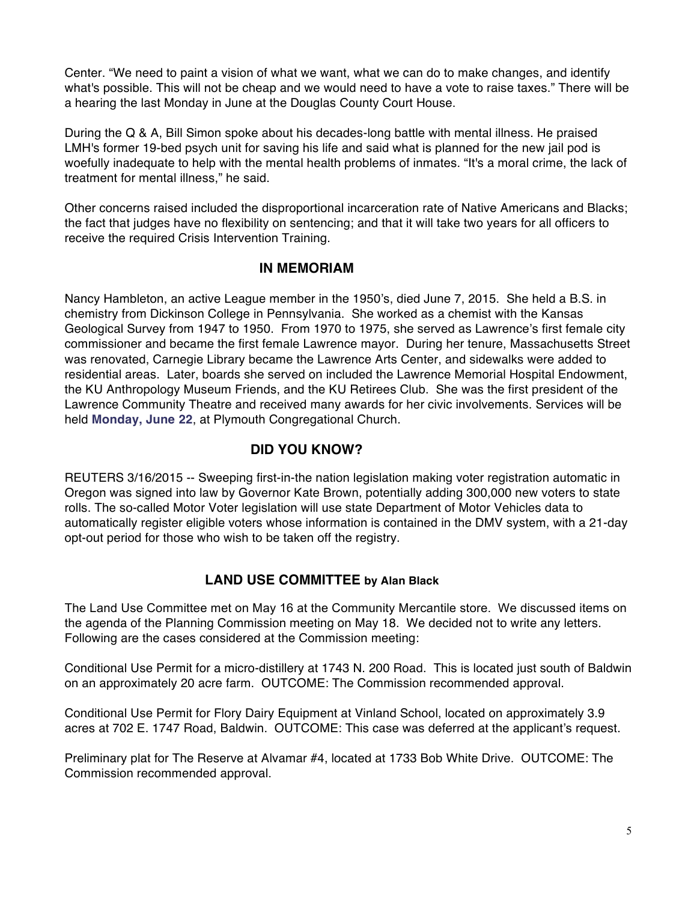Center. “We need to paint a vision of what we want, what we can do to make changes, and identify what's possible. This will not be cheap and we would need to have a vote to raise taxes.” There will be a hearing the last Monday in June at the Douglas County Court House.

During the Q & A, Bill Simon spoke about his decades-long battle with mental illness. He praised LMH's former 19-bed psych unit for saving his life and said what is planned for the new jail pod is woefully inadequate to help with the mental health problems of inmates. “It's a moral crime, the lack of treatment for mental illness,” he said.

Other concerns raised included the disproportional incarceration rate of Native Americans and Blacks; the fact that judges have no flexibility on sentencing; and that it will take two years for all officers to receive the required Crisis Intervention Training.

## IN MEMORIAM

Nancy Hambleton, an active League member in the 1950’s, died June 7, 2015. She held a B.S. in chemistry from Dickinson College in Pennsylvania. She worked as a chemist with the Kansas Geological Survey from 1947 to 1950. From 1970 to 1975, she served as Lawrence’s first female city commissioner and became the first female Lawrence mayor. During her tenure, Massachusetts Street was renovated, Carnegie Library became the Lawrence Arts Center, and sidewalks were added to residential areas. Later, boards she served on included the Lawrence Memorial Hospital Endowment, the KU Anthropology Museum Friends, and the KU Retirees Club. She was the first president of the Lawrence Community Theatre and received many awards for her civic involvements. Services will be held **Monday, June 22**, at Plymouth Congregational Church.

## DID YOU KNOW?

REUTERS 3/16/2015 -- Sweeping first-in-the nation legislation making voter registration automatic in Oregon was signed into law by Governor Kate Brown, potentially adding 300,000 new voters to state rolls. The so-called Motor Voter legislation will use state Department of Motor Vehicles data to automatically register eligible voters whose information is contained in the DMV system, with a 21-day opt-out period for those who wish to be taken off the registry.

## LAND USE COMMITTEE by Alan Black

The Land Use Committee met on May 16 at the Community Mercantile store. We discussed items on the agenda of the Planning Commission meeting on May 18. We decided not to write any letters. Following are the cases considered at the Commission meeting:

Conditional Use Permit for a micro-distillery at 1743 N. 200 Road. This is located just south of Baldwin on an approximately 20 acre farm. OUTCOME: The Commission recommended approval.

Conditional Use Permit for Flory Dairy Equipment at Vinland School, located on approximately 3.9 acres at 702 E. 1747 Road, Baldwin. OUTCOME: This case was deferred at the applicant’s request.

Preliminary plat for The Reserve at Alvamar #4, located at 1733 Bob White Drive. OUTCOME: The Commission recommended approval.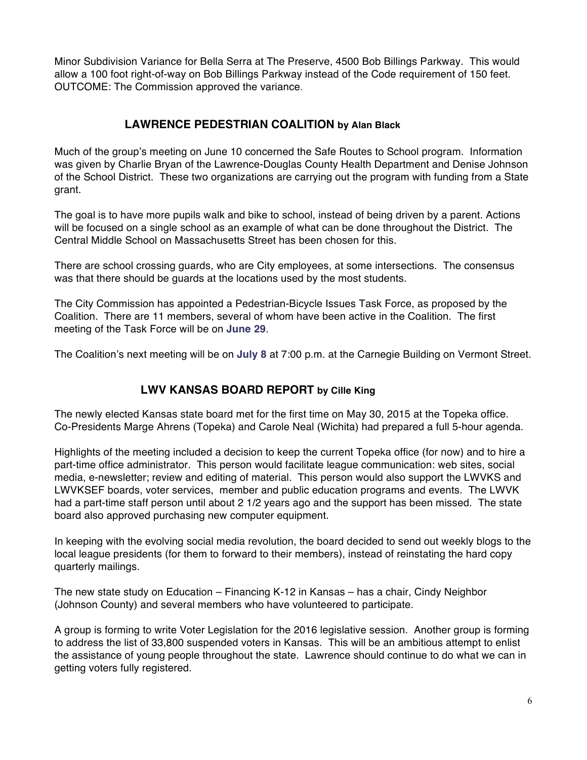Minor Subdivision Variance for Bella Serra at The Preserve, 4500 Bob Billings Parkway. This would allow a 100 foot right-of-way on Bob Billings Parkway instead of the Code requirement of 150 feet. OUTCOME: The Commission approved the variance.

## LAWRENCE PEDESTRIAN COALITION by Alan Black

Much of the group's meeting on June 10 concerned the Safe Routes to School program. Information was given by Charlie Bryan of the Lawrence-Douglas County Health Department and Denise Johnson of the School District. These two organizations are carrying out the program with funding from a State grant.

The goal is to have more pupils walk and bike to school, instead of being driven by a parent. Actions will be focused on a single school as an example of what can be done throughout the District. The Central Middle School on Massachusetts Street has been chosen for this.

There are school crossing guards, who are City employees, at some intersections. The consensus was that there should be guards at the locations used by the most students.

The City Commission has appointed a Pedestrian-Bicycle Issues Task Force, as proposed by the Coalition. There are 11 members, several of whom have been active in the Coalition. The first meeting of the Task Force will be on **June 29**.

The Coalition's next meeting will be on **July 8** at 7:00 p.m. at the Carnegie Building on Vermont Street.

## LWV KANSAS BOARD REPORT by Cille King

The newly elected Kansas state board met for the first time on May 30, 2015 at the Topeka office. Co-Presidents Marge Ahrens (Topeka) and Carole Neal (Wichita) had prepared a full 5-hour agenda.

Highlights of the meeting included a decision to keep the current Topeka office (for now) and to hire a part-time office administrator. This person would facilitate league communication: web sites, social media, e-newsletter; review and editing of material. This person would also support the LWVKS and LWVKSEF boards, voter services, member and public education programs and events. The LWVK had a part-time staff person until about 2 1/2 years ago and the support has been missed. The state board also approved purchasing new computer equipment.

In keeping with the evolving social media revolution, the board decided to send out weekly blogs to the local league presidents (for them to forward to their members), instead of reinstating the hard copy quarterly mailings.

The new state study on Education – Financing K-12 in Kansas – has a chair, Cindy Neighbor (Johnson County) and several members who have volunteered to participate.

A group is forming to write Voter Legislation for the 2016 legislative session. Another group is forming to address the list of 33,800 suspended voters in Kansas. This will be an ambitious attempt to enlist the assistance of young people throughout the state. Lawrence should continue to do what we can in getting voters fully registered.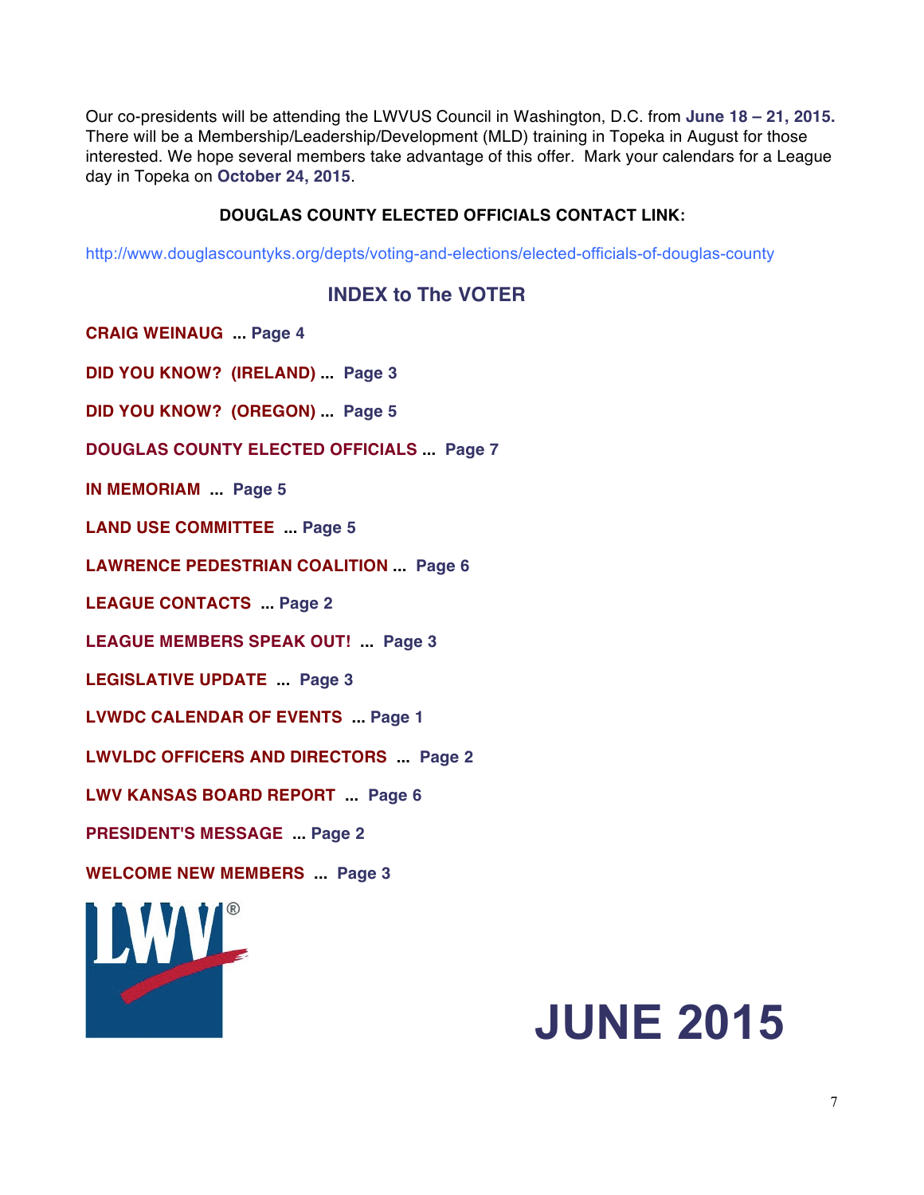Our co-presidents will be attending the LWVUS Council in Washington, D.C. from **June 18 – 21, 2015.** There will be a Membership/Leadership/Development (MLD) training in Topeka in August for those interested. We hope several members take advantage of this offer. Mark your calendars for a League day in Topeka on **October 24, 2015**.

**DOUGLAS COUNTY ELECTED OFFICIALS CONTACT LINK:**

http://www.douglascountyks.org/depts/voting-and-elections/elected-officials-of-douglas-county

## INDEX to The VOTER

**CRAIG WEINAUG ... Page 4**

**DID YOU KNOW? (IRELAND) ... Page 3**

**DID YOU KNOW? (OREGON) ... Page 5**

**DOUGLAS COUNTY ELECTED OFFICIALS ... Page 7**

**IN MEMORIAM ... Page 5**

**LAND USE COMMITTEE ... Page 5**

**LAWRENCE PEDESTRIAN COALITION ... Page 6**

**LEAGUE CONTACTS ... Page 2**

**LEAGUE MEMBERS SPEAK OUT! ... Page 3**

**LEGISLATIVE UPDATE ... Page 3**

**LVWDC CALENDAR OF EVENTS ... Page 1**

**LWVLDC OFFICERS AND DIRECTORS ... Page 2**

**LWV KANSAS BOARD REPORT ... Page 6**

**PRESIDENT'S MESSAGE ... Page 2**

**WELCOME NEW MEMBERS ... Page 3**

LWV®

# JUNE 2015